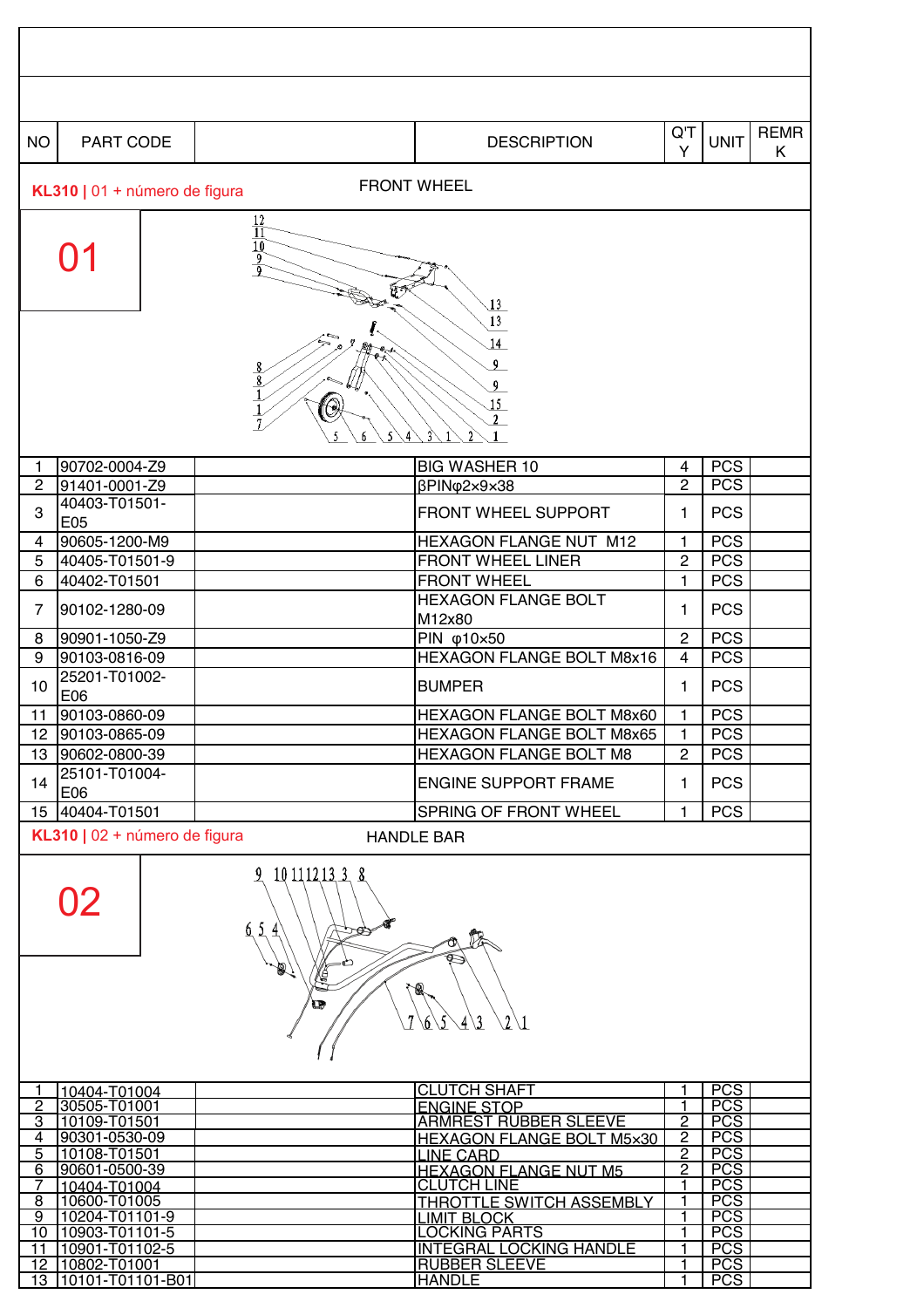| NO | PART CODE | | DESCRIPTION | Q'TY | UNIT | REMRK |
|---|---|---|---|---|---|---|

**KL310** | 01 + número de figura — FRONT WHEEL

**01**

| NO | PART CODE | | DESCRIPTION | Q'TY | UNIT | REMRK |
|---|---|---|---|---|---|---|
| 1 | 90702-0004-Z9 | | BIG WASHER 10 | 4 | PCS | |
| 2 | 91401-0001-Z9 | | βPINφ2×9×38 | 2 | PCS | |
| 3 | 40403-T01501-E05 | | FRONT WHEEL SUPPORT | 1 | PCS | |
| 4 | 90605-1200-M9 | | HEXAGON FLANGE NUT M12 | 1 | PCS | |
| 5 | 40405-T01501-9 | | FRONT WHEEL LINER | 2 | PCS | |
| 6 | 40402-T01501 | | FRONT WHEEL | 1 | PCS | |
| 7 | 90102-1280-09 | | HEXAGON FLANGE BOLT M12x80 | 1 | PCS | |
| 8 | 90901-1050-Z9 | | PIN φ10×50 | 2 | PCS | |
| 9 | 90103-0816-09 | | HEXAGON FLANGE BOLT M8x16 | 4 | PCS | |
| 10 | 25201-T01002-E06 | | BUMPER | 1 | PCS | |
| 11 | 90103-0860-09 | | HEXAGON FLANGE BOLT M8x60 | 1 | PCS | |
| 12 | 90103-0865-09 | | HEXAGON FLANGE BOLT M8x65 | 1 | PCS | |
| 13 | 90602-0800-39 | | HEXAGON FLANGE BOLT M8 | 2 | PCS | |
| 14 | 25101-T01004-E06 | | ENGINE SUPPORT FRAME | 1 | PCS | |
| 15 | 40404-T01501 | | SPRING OF FRONT WHEEL | 1 | PCS | |

**KL310** | 02 + número de figura — HANDLE BAR

**02**

| NO | PART CODE | | DESCRIPTION | Q'TY | UNIT | REMRK |
|---|---|---|---|---|---|---|
| 1 | 10404-T01004 | | CLUTCH SHAFT | 1 | PCS | |
| 2 | 30505-T01001 | | ENGINE STOP | 1 | PCS | |
| 3 | 10109-T01501 | | ARMREST RUBBER SLEEVE | 2 | PCS | |
| 4 | 90301-0530-09 | | HEXAGON FLANGE BOLT M5x30 | 2 | PCS | |
| 5 | 10108-T01501 | | LINE CARD | 2 | PCS | |
| 6 | 90601-0500-39 | | HEXAGON FLANGE NUT M5 | 2 | PCS | |
| 7 | 10404-T01004 | | CLUTCH LINE | 1 | PCS | |
| 8 | 10600-T01005 | | THROTTLE SWITCH ASSEMBLY | 1 | PCS | |
| 9 | 10204-T01101-9 | | LIMIT BLOCK | 1 | PCS | |
| 10 | 10903-T01101-5 | | LOCKING PARTS | 1 | PCS | |
| 11 | 10901-T01102-5 | | INTEGRAL LOCKING HANDLE | 1 | PCS | |
| 12 | 10802-T01001 | | RUBBER SLEEVE | 1 | PCS | |
| 13 | 10101-T01101-B01 | | HANDLE | 1 | PCS | |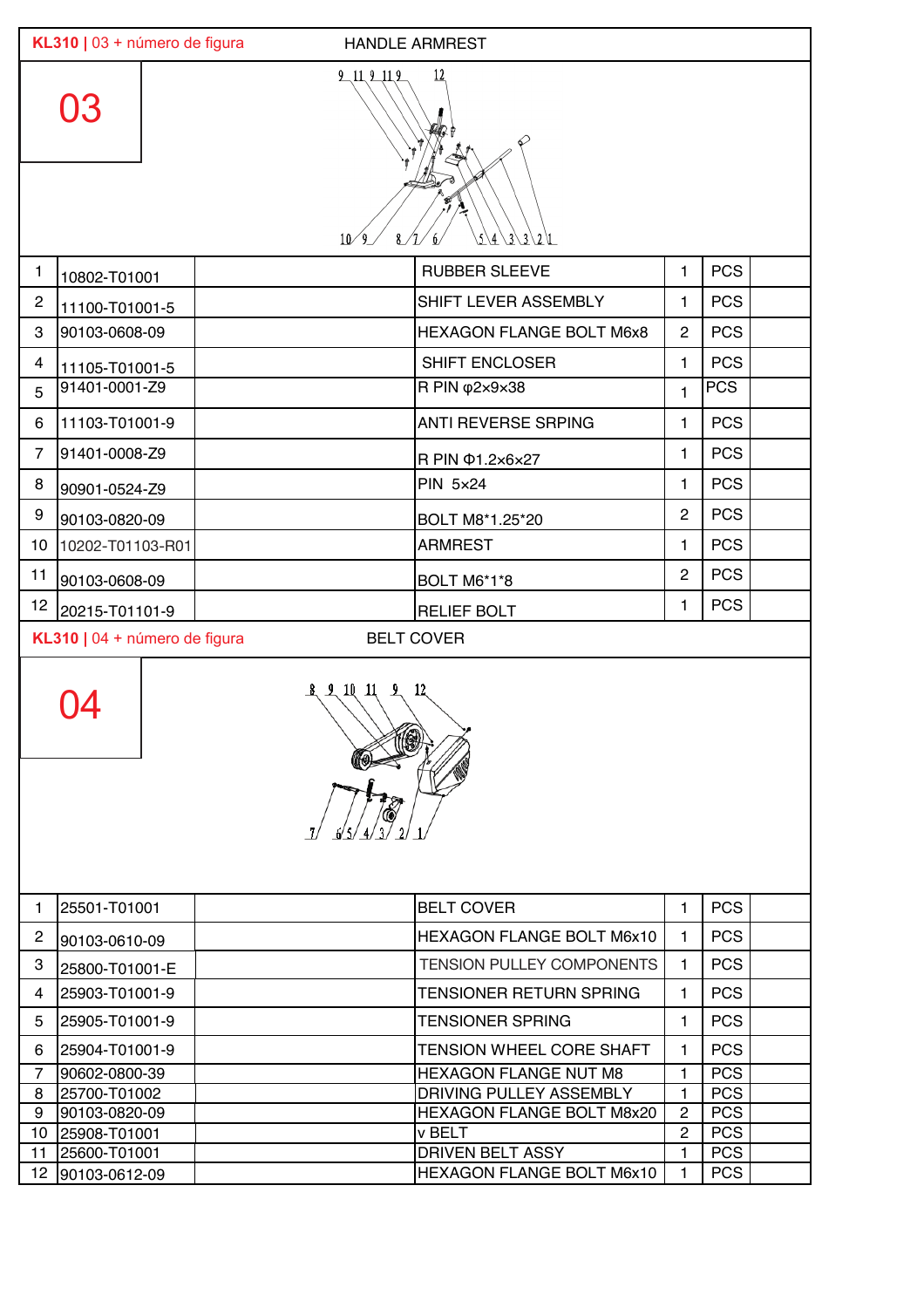**KL310** | 03 + número de figura — HANDLE ARMREST

03

| | | | | | | |
|---|---|---|---|---|---|---|
| 1 | 10802-T01001 | | RUBBER SLEEVE | 1 | PCS | |
| 2 | 11100-T01001-5 | | SHIFT LEVER ASSEMBLY | 1 | PCS | |
| 3 | 90103-0608-09 | | HEXAGON FLANGE BOLT M6x8 | 2 | PCS | |
| 4 | 11105-T01001-5 | | SHIFT ENCLOSER | 1 | PCS | |
| 5 | 91401-0001-Z9 | | R PIN φ2×9×38 | 1 | PCS | |
| 6 | 11103-T01001-9 | | ANTI REVERSE SRPING | 1 | PCS | |
| 7 | 91401-0008-Z9 | | R PIN Φ1.2×6×27 | 1 | PCS | |
| 8 | 90901-0524-Z9 | | PIN 5×24 | 1 | PCS | |
| 9 | 90103-0820-09 | | BOLT M8*1.25*20 | 2 | PCS | |
| 10 | 10202-T01103-R01 | | ARMREST | 1 | PCS | |
| 11 | 90103-0608-09 | | BOLT M6*1*8 | 2 | PCS | |
| 12 | 20215-T01101-9 | | RELIEF BOLT | 1 | PCS | |

**KL310** | 04 + número de figura — BELT COVER

04

| | | | | | | |
|---|---|---|---|---|---|---|
| 1 | 25501-T01001 | | BELT COVER | 1 | PCS | |
| 2 | 90103-0610-09 | | HEXAGON FLANGE BOLT M6x10 | 1 | PCS | |
| 3 | 25800-T01001-E | | TENSION PULLEY COMPONENTS | 1 | PCS | |
| 4 | 25903-T01001-9 | | TENSIONER RETURN SPRING | 1 | PCS | |
| 5 | 25905-T01001-9 | | TENSIONER SPRING | 1 | PCS | |
| 6 | 25904-T01001-9 | | TENSION WHEEL CORE SHAFT | 1 | PCS | |
| 7 | 90602-0800-39 | | HEXAGON FLANGE NUT M8 | 1 | PCS | |
| 8 | 25700-T01002 | | DRIVING PULLEY ASSEMBLY | 1 | PCS | |
| 9 | 90103-0820-09 | | HEXAGON FLANGE BOLT M8x20 | 2 | PCS | |
| 10 | 25908-T01001 | | v BELT | 2 | PCS | |
| 11 | 25600-T01001 | | DRIVEN BELT ASSY | 1 | PCS | |
| 12 | 90103-0612-09 | | HEXAGON FLANGE BOLT M6x10 | 1 | PCS | |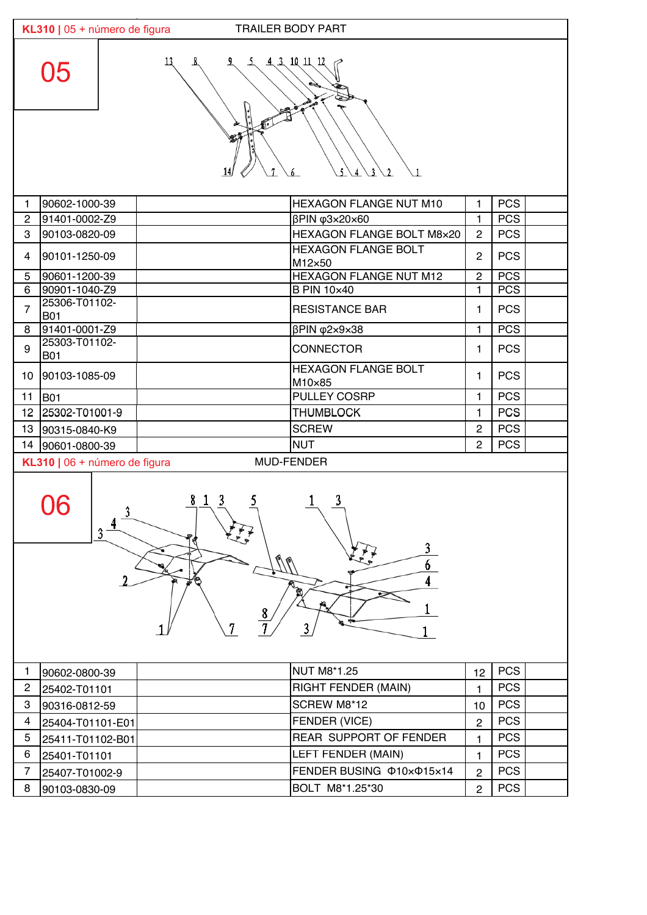**KL310** | 05 + número de figura TRAILER BODY PART

# 05

| | | | | | | |
|---|---|---|---|---|---|---|
| 1 | 90602-1000-39 | | HEXAGON FLANGE NUT M10 | 1 | PCS | |
| 2 | 91401-0002-Z9 | | βPIN φ3×20×60 | 1 | PCS | |
| 3 | 90103-0820-09 | | HEXAGON FLANGE BOLT M8×20 | 2 | PCS | |
| 4 | 90101-1250-09 | | HEXAGON FLANGE BOLT M12×50 | 2 | PCS | |
| 5 | 90601-1200-39 | | HEXAGON FLANGE NUT M12 | 2 | PCS | |
| 6 | 90901-1040-Z9 | | B PIN 10×40 | 1 | PCS | |
| 7 | 25306-T01102-B01 | | RESISTANCE BAR | 1 | PCS | |
| 8 | 91401-0001-Z9 | | βPIN φ2×9×38 | 1 | PCS | |
| 9 | 25303-T01102-B01 | | CONNECTOR | 1 | PCS | |
| 10 | 90103-1085-09 | | HEXAGON FLANGE BOLT M10×85 | 1 | PCS | |
| 11 | B01 | | PULLEY COSRP | 1 | PCS | |
| 12 | 25302-T01001-9 | | THUMBLOCK | 1 | PCS | |
| 13 | 90315-0840-K9 | | SCREW | 2 | PCS | |
| 14 | 90601-0800-39 | | NUT | 2 | PCS | |

**KL310** | 06 + número de figura MUD-FENDER

# 06

| | | | | | | |
|---|---|---|---|---|---|---|
| 1 | 90602-0800-39 | | NUT M8*1.25 | 12 | PCS | |
| 2 | 25402-T01101 | | RIGHT FENDER (MAIN) | 1 | PCS | |
| 3 | 90316-0812-59 | | SCREW M8*12 | 10 | PCS | |
| 4 | 25404-T01101-E01 | | FENDER (VICE) | 2 | PCS | |
| 5 | 25411-T01102-B01 | | REAR SUPPORT OF FENDER | 1 | PCS | |
| 6 | 25401-T01101 | | LEFT FENDER (MAIN) | 1 | PCS | |
| 7 | 25407-T01002-9 | | FENDER BUSING Φ10×Φ15×14 | 2 | PCS | |
| 8 | 90103-0830-09 | | BOLT M8*1.25*30 | 2 | PCS | |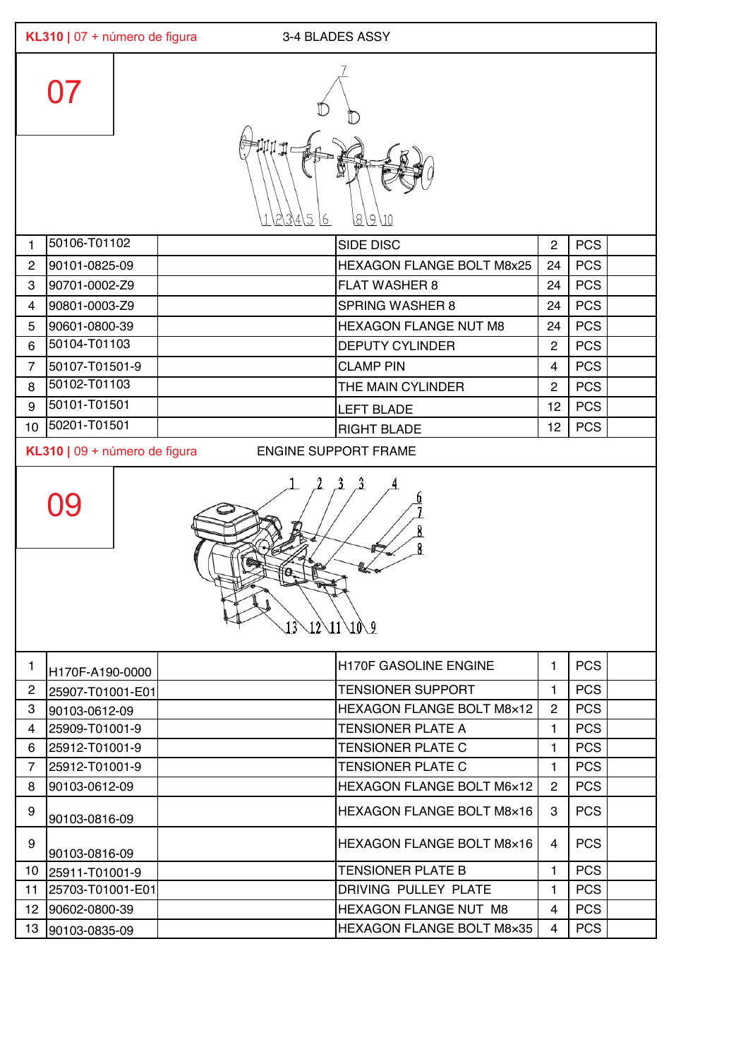**KL310** | 07 + número de figura 3-4 BLADES ASSY

07

| | | | | | | |
|---|---|---|---|---|---|---|
| 1 | 50106-T01102 | | SIDE DISC | 2 | PCS | |
| 2 | 90101-0825-09 | | HEXAGON FLANGE BOLT M8x25 | 24 | PCS | |
| 3 | 90701-0002-Z9 | | FLAT WASHER 8 | 24 | PCS | |
| 4 | 90801-0003-Z9 | | SPRING WASHER 8 | 24 | PCS | |
| 5 | 90601-0800-39 | | HEXAGON FLANGE NUT M8 | 24 | PCS | |
| 6 | 50104-T01103 | | DEPUTY CYLINDER | 2 | PCS | |
| 7 | 50107-T01501-9 | | CLAMP PIN | 4 | PCS | |
| 8 | 50102-T01103 | | THE MAIN CYLINDER | 2 | PCS | |
| 9 | 50101-T01501 | | LEFT BLADE | 12 | PCS | |
| 10 | 50201-T01501 | | RIGHT BLADE | 12 | PCS | |

**KL310** | 09 + número de figura ENGINE SUPPORT FRAME

09

| | | | | | | |
|---|---|---|---|---|---|---|
| 1 | H170F-A190-0000 | | H170F GASOLINE ENGINE | 1 | PCS | |
| 2 | 25907-T01001-E01 | | TENSIONER SUPPORT | 1 | PCS | |
| 3 | 90103-0612-09 | | HEXAGON FLANGE BOLT M8×12 | 2 | PCS | |
| 4 | 25909-T01001-9 | | TENSIONER PLATE A | 1 | PCS | |
| 6 | 25912-T01001-9 | | TENSIONER PLATE C | 1 | PCS | |
| 7 | 25912-T01001-9 | | TENSIONER PLATE C | 1 | PCS | |
| 8 | 90103-0612-09 | | HEXAGON FLANGE BOLT M6×12 | 2 | PCS | |
| 9 | 90103-0816-09 | | HEXAGON FLANGE BOLT M8×16 | 3 | PCS | |
| 9 | 90103-0816-09 | | HEXAGON FLANGE BOLT M8×16 | 4 | PCS | |
| 10 | 25911-T01001-9 | | TENSIONER PLATE B | 1 | PCS | |
| 11 | 25703-T01001-E01 | | DRIVING PULLEY PLATE | 1 | PCS | |
| 12 | 90602-0800-39 | | HEXAGON FLANGE NUT M8 | 4 | PCS | |
| 13 | 90103-0835-09 | | HEXAGON FLANGE BOLT M8×35 | 4 | PCS | |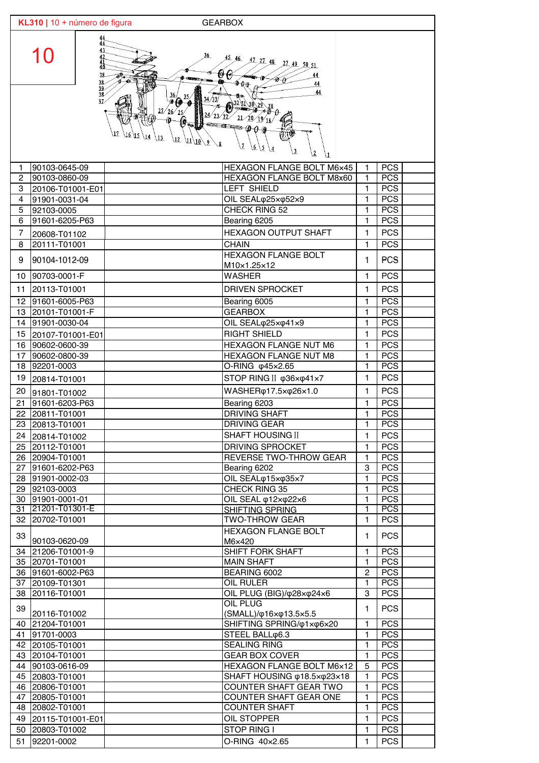**KL310** | 10 + número de figura GEARBOX

10

44
44
43
42
41
40
38
38
39
38
37
36
45 46
47 27 48
27 49 50 51
44
44
44
36
35
34/33
32 31 30 29 28
27 26 25
24 23 22
21 20 19 18
17 16 15 14 13
12 11 10 9 8
7 6 5 4
3
2 1

| | | | | | |
|---|---|---|---|---|---|
| 1 | 90103-0645-09 | | HEXAGON FLANGE BOLT M6×45 | 1 | PCS |
| 2 | 90103-0860-09 | | HEXAGON FLANGE BOLT M8x60 | 1 | PCS |
| 3 | 20106-T01001-E01 | | LEFT SHIELD | 1 | PCS |
| 4 | 91901-0031-04 | | OIL SEALφ25×φ52×9 | 1 | PCS |
| 5 | 92103-0005 | | CHECK RING 52 | 1 | PCS |
| 6 | 91601-6205-P63 | | Bearing 6205 | 1 | PCS |
| 7 | 20608-T01102 | | HEXAGON OUTPUT SHAFT | 1 | PCS |
| 8 | 20111-T01001 | | CHAIN | 1 | PCS |
| 9 | 90104-1012-09 | | HEXAGON FLANGE BOLT M10×1.25×12 | 1 | PCS |
| 10 | 90703-0001-F | | WASHER | 1 | PCS |
| 11 | 20113-T01001 | | DRIVEN SPROCKET | 1 | PCS |
| 12 | 91601-6005-P63 | | Bearing 6005 | 1 | PCS |
| 13 | 20101-T01001-F | | GEARBOX | 1 | PCS |
| 14 | 91901-0030-04 | | OIL SEALφ25×φ41×9 | 1 | PCS |
| 15 | 20107-T01001-E01 | | RIGHT SHIELD | 1 | PCS |
| 16 | 90602-0600-39 | | HEXAGON FLANGE NUT M6 | 1 | PCS |
| 17 | 90602-0800-39 | | HEXAGON FLANGE NUT M8 | 1 | PCS |
| 18 | 92201-0003 | | O-RING φ45×2.65 | 1 | PCS |
| 19 | 20814-T01001 | | STOP RING II φ36×φ41×7 | 1 | PCS |
| 20 | 91801-T01002 | | WASHERφ17.5×φ26×1.0 | 1 | PCS |
| 21 | 91601-6203-P63 | | Bearing 6203 | 1 | PCS |
| 22 | 20811-T01001 | | DRIVING SHAFT | 1 | PCS |
| 23 | 20813-T01001 | | DRIVING GEAR | 1 | PCS |
| 24 | 20814-T01002 | | SHAFT HOUSING II | 1 | PCS |
| 25 | 20112-T01001 | | DRIVING SPROCKET | 1 | PCS |
| 26 | 20904-T01001 | | REVERSE TWO-THROW GEAR | 1 | PCS |
| 27 | 91601-6202-P63 | | Bearing 6202 | 3 | PCS |
| 28 | 91901-0002-03 | | OIL SEALφ15×φ35×7 | 1 | PCS |
| 29 | 92103-0003 | | CHECK RING 35 | 1 | PCS |
| 30 | 91901-0001-01 | | OIL SEAL φ12×φ22×6 | 1 | PCS |
| 31 | 21201-T01301-E | | SHIFTING SPRING | 1 | PCS |
| 32 | 20702-T01001 | | TWO-THROW GEAR | 1 | PCS |
| 33 | 90103-0620-09 | | HEXAGON FLANGE BOLT M6×420 | 1 | PCS |
| 34 | 21206-T01001-9 | | SHIFT FORK SHAFT | 1 | PCS |
| 35 | 20701-T01001 | | MAIN SHAFT | 1 | PCS |
| 36 | 91601-6002-P63 | | BEARING 6002 | 2 | PCS |
| 37 | 20109-T01301 | | OIL RULER | 1 | PCS |
| 38 | 20116-T01001 | | OIL PLUG (BIG)/φ28×φ24×6 | 3 | PCS |
| 39 | 20116-T01002 | | OIL PLUG (SMALL)/φ16×φ13.5×5.5 | 1 | PCS |
| 40 | 21204-T01001 | | SHIFTING SPRING/φ1×φ6×20 | 1 | PCS |
| 41 | 91701-0003 | | STEEL BALLφ6.3 | 1 | PCS |
| 42 | 20105-T01001 | | SEALING RING | 1 | PCS |
| 43 | 20104-T01001 | | GEAR BOX COVER | 1 | PCS |
| 44 | 90103-0616-09 | | HEXAGON FLANGE BOLT M6×12 | 5 | PCS |
| 45 | 20803-T01001 | | SHAFT HOUSING φ18.5×φ23×18 | 1 | PCS |
| 46 | 20806-T01001 | | COUNTER SHAFT GEAR TWO | 1 | PCS |
| 47 | 20805-T01001 | | COUNTER SHAFT GEAR ONE | 1 | PCS |
| 48 | 20802-T01001 | | COUNTER SHAFT | 1 | PCS |
| 49 | 20115-T01001-E01 | | OIL STOPPER | 1 | PCS |
| 50 | 20803-T01002 | | STOP RING I | 1 | PCS |
| 51 | 92201-0002 | | O-RING 40x2.65 | 1 | PCS |